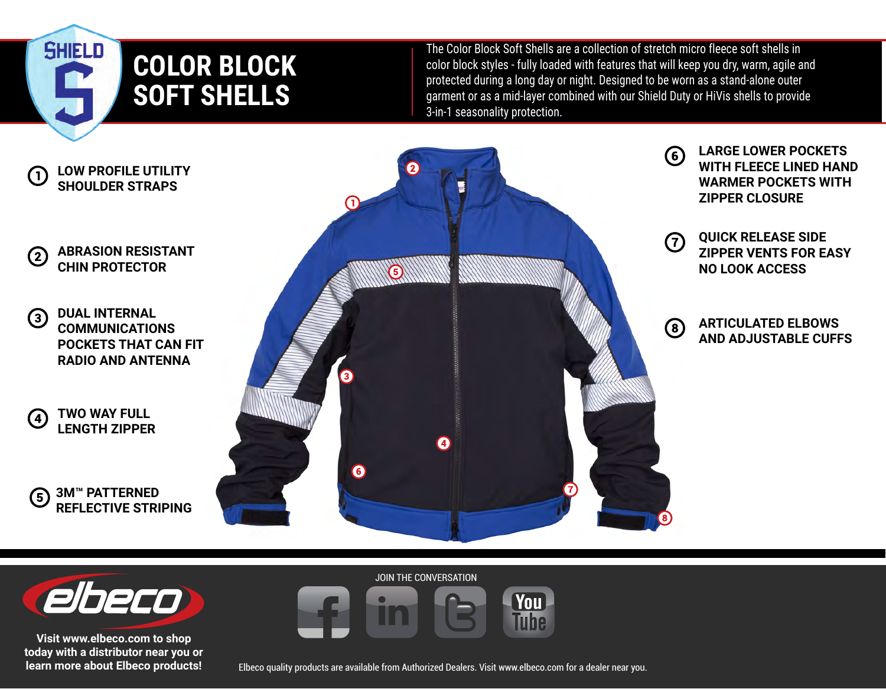# COLOR BLOCK SOFT SHELLS

The Color Block Soft Shells are a collection of stretch micro fleece soft shells in color block styles - fully loaded with features that will keep you dry, warm, agile and protected during a long day or night. Designed to be worn as a stand-alone outer garment or as a mid-layer combined with our Shield Duty or HiVis shells to provide 3-in-1 seasonality protection.

1. LOW PROFILE UTILITY SHOULDER STRAPS
2. ABRASION RESISTANT CHIN PROTECTOR
3. DUAL INTERNAL COMMUNICATIONS POCKETS THAT CAN FIT RADIO AND ANTENNA
4. TWO WAY FULL LENGTH ZIPPER
5. 3M™ PATTERNED REFLECTIVE STRIPING
6. LARGE LOWER POCKETS WITH FLEECE LINED HAND WARMER POCKETS WITH ZIPPER CLOSURE
7. QUICK RELEASE SIDE ZIPPER VENTS FOR EASY NO LOOK ACCESS
8. ARTICULATED ELBOWS AND ADJUSTABLE CUFFS

Visit www.elbeco.com to shop today with a distributor near you or learn more about Elbeco products!

JOIN THE CONVERSATION

Elbeco quality products are available from Authorized Dealers. Visit www.elbeco.com for a dealer near you.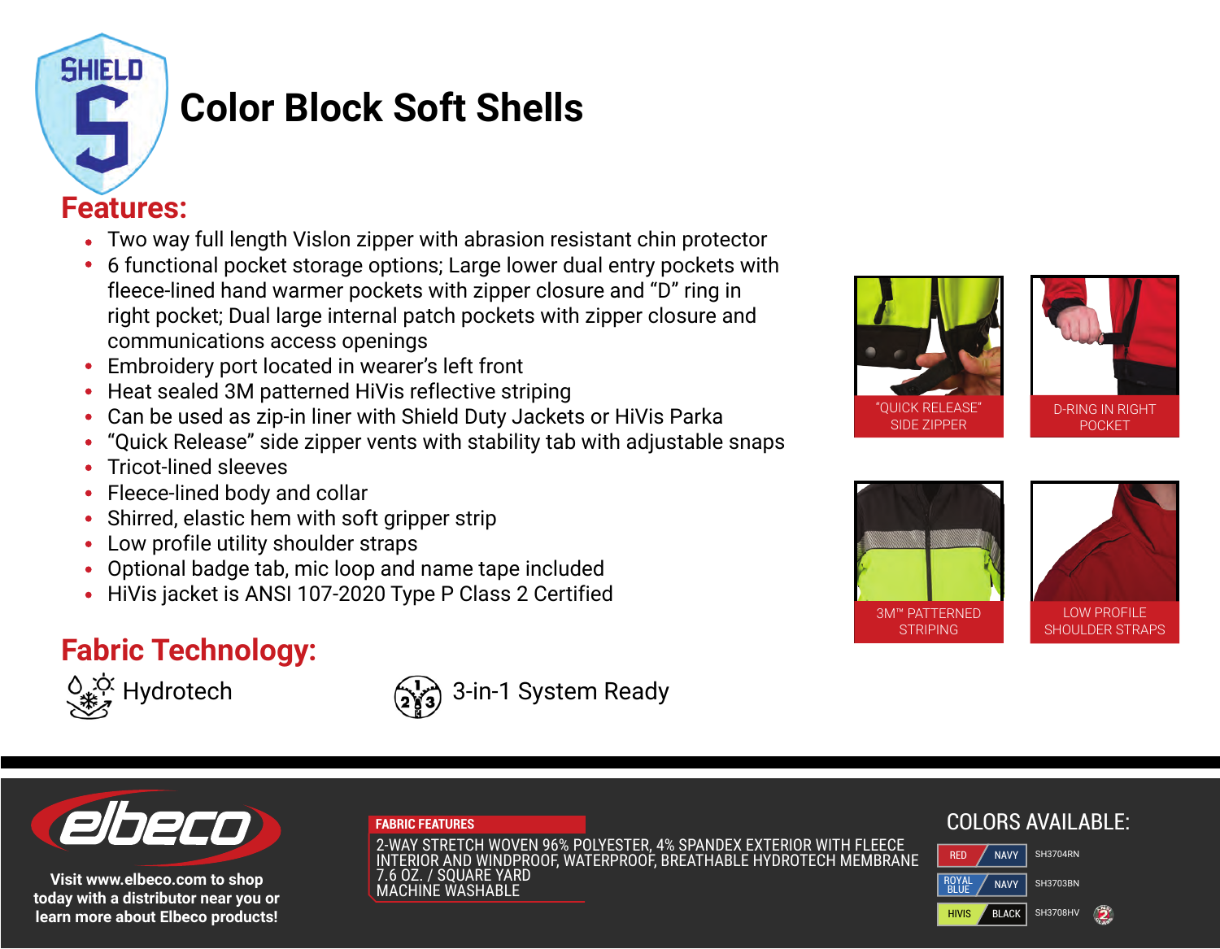# Color Block Soft Shells

## Features:

- Two way full length Vislon zipper with abrasion resistant chin protector
- 6 functional pocket storage options; Large lower dual entry pockets with fleece-lined hand warmer pockets with zipper closure and "D" ring in right pocket; Dual large internal patch pockets with zipper closure and communications access openings
- Embroidery port located in wearer's left front
- Heat sealed 3M patterned HiVis reflective striping
- Can be used as zip-in liner with Shield Duty Jackets or HiVis Parka
- "Quick Release" side zipper vents with stability tab with adjustable snaps
- Tricot-lined sleeves
- Fleece-lined body and collar
- Shirred, elastic hem with soft gripper strip
- Low profile utility shoulder straps
- Optional badge tab, mic loop and name tape included
- HiVis jacket is ANSI 107-2020 Type P Class 2 Certified

"QUICK RELEASE" SIDE ZIPPER

D-RING IN RIGHT POCKET

3M™ PATTERNED STRIPING

LOW PROFILE SHOULDER STRAPS

## Fabric Technology:

Hydrotech

3-in-1 System Ready

Visit www.elbeco.com to shop today with a distributor near you or learn more about Elbeco products!

**FABRIC FEATURES**

2-WAY STRETCH WOVEN 96% POLYESTER, 4% SPANDEX EXTERIOR WITH FLEECE INTERIOR AND WINDPROOF, WATERPROOF, BREATHABLE HYDROTECH MEMBRANE
7.6 OZ. / SQUARE YARD
MACHINE WASHABLE

## COLORS AVAILABLE:

| | | |
|---|---|---|
| RED | NAVY | SH3704RN |
| ROYAL BLUE | NAVY | SH3703BN |
| HIVIS | BLACK | SH3708HV |